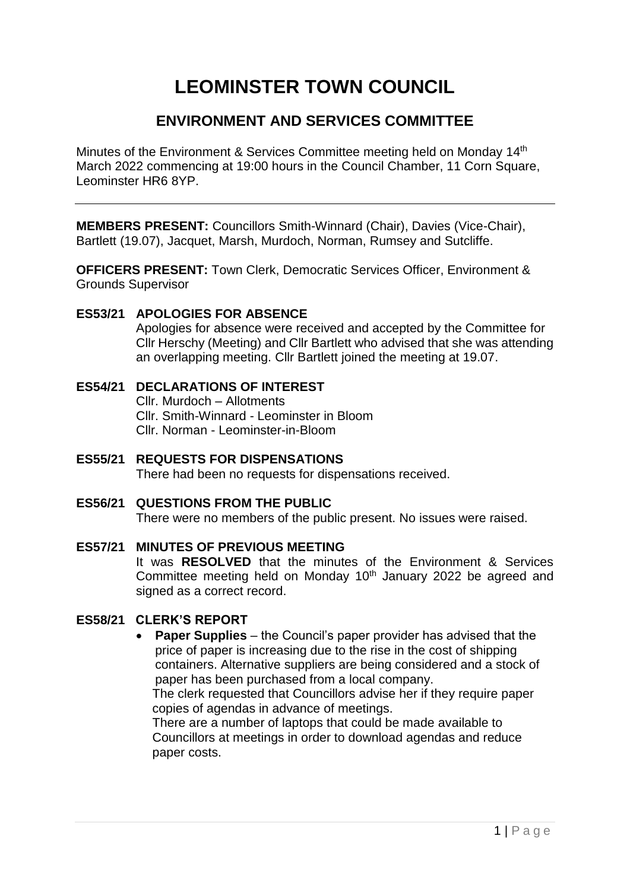# LEOMINSTER TOWN COUNCIL

## ENVIRONMENT AND SERVICES COMMITTEE

Minutes of the Environment & Services Committee meeting held on Monday 14th March 2022 commencing at 19:00 hours in the Council Chamber, 11 Corn Square, Leominster HR6 8YP.

---

**MEMBERS PRESENT:** Councillors Smith-Winnard (Chair), Davies (Vice-Chair), Bartlett (19.07), Jacquet, Marsh, Murdoch, Norman, Rumsey and Sutcliffe.

**OFFICERS PRESENT:** Town Clerk, Democratic Services Officer, Environment & Grounds Supervisor

**ES53/21 APOLOGIES FOR ABSENCE**

Apologies for absence were received and accepted by the Committee for Cllr Herschy (Meeting) and Cllr Bartlett who advised that she was attending an overlapping meeting. Cllr Bartlett joined the meeting at 19.07.

**ES54/21 DECLARATIONS OF INTEREST**

Cllr. Murdoch – Allotments
Cllr. Smith-Winnard - Leominster in Bloom
Cllr. Norman - Leominster-in-Bloom

**ES55/21 REQUESTS FOR DISPENSATIONS**

There had been no requests for dispensations received.

**ES56/21 QUESTIONS FROM THE PUBLIC**

There were no members of the public present. No issues were raised.

**ES57/21 MINUTES OF PREVIOUS MEETING**

It was **RESOLVED** that the minutes of the Environment & Services Committee meeting held on Monday 10th January 2022 be agreed and signed as a correct record.

**ES58/21 CLERK'S REPORT**

- **Paper Supplies** – the Council's paper provider has advised that the price of paper is increasing due to the rise in the cost of shipping containers. Alternative suppliers are being considered and a stock of paper has been purchased from a local company.

  The clerk requested that Councillors advise her if they require paper copies of agendas in advance of meetings.

  There are a number of laptops that could be made available to Councillors at meetings in order to download agendas and reduce paper costs.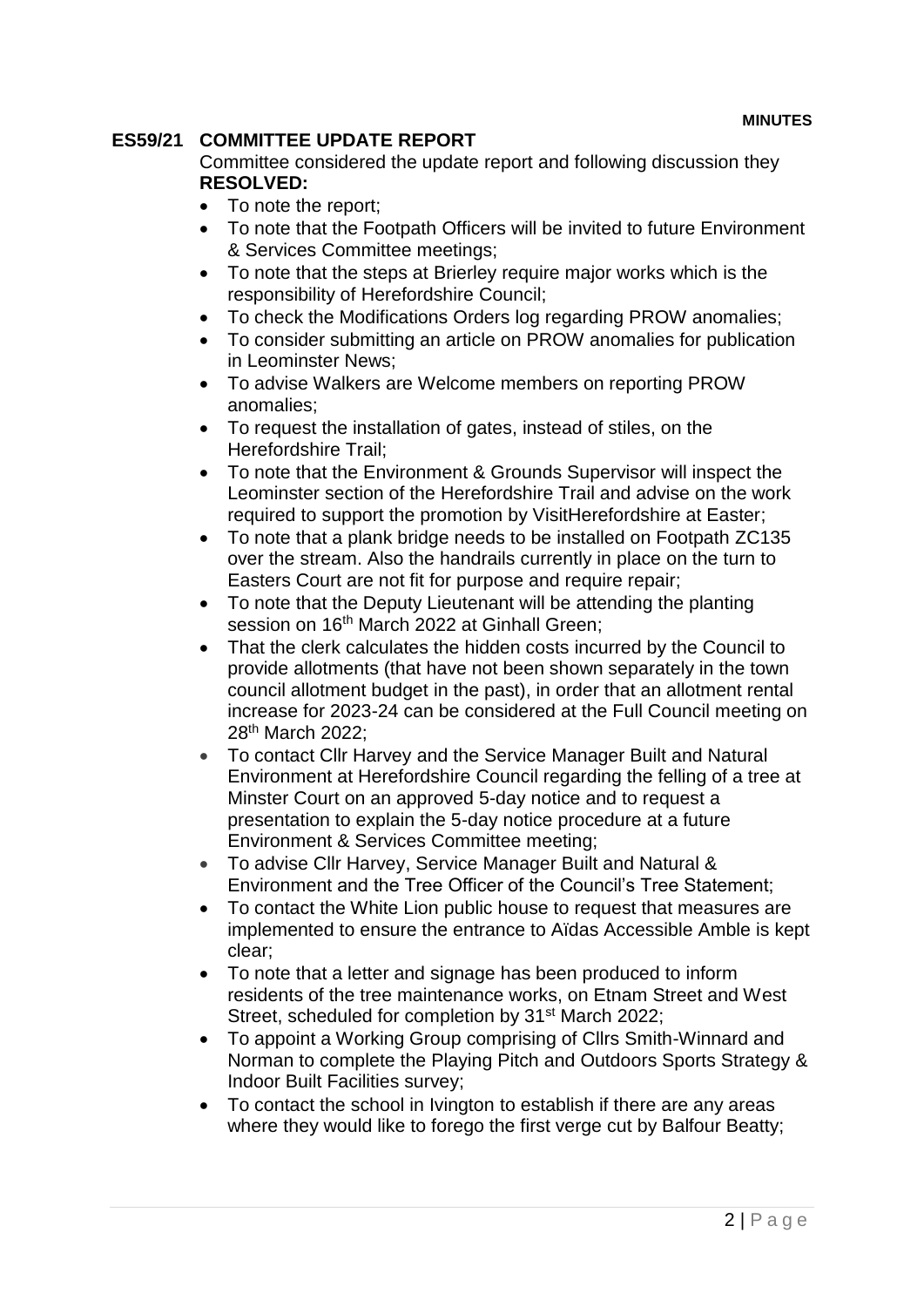**MINUTES**

## ES59/21 COMMITTEE UPDATE REPORT

Committee considered the update report and following discussion they **RESOLVED:**

- To note the report;
- To note that the Footpath Officers will be invited to future Environment & Services Committee meetings;
- To note that the steps at Brierley require major works which is the responsibility of Herefordshire Council;
- To check the Modifications Orders log regarding PROW anomalies;
- To consider submitting an article on PROW anomalies for publication in Leominster News;
- To advise Walkers are Welcome members on reporting PROW anomalies;
- To request the installation of gates, instead of stiles, on the Herefordshire Trail;
- To note that the Environment & Grounds Supervisor will inspect the Leominster section of the Herefordshire Trail and advise on the work required to support the promotion by VisitHerefordshire at Easter;
- To note that a plank bridge needs to be installed on Footpath ZC135 over the stream. Also the handrails currently in place on the turn to Easters Court are not fit for purpose and require repair;
- To note that the Deputy Lieutenant will be attending the planting session on 16th March 2022 at Ginhall Green;
- That the clerk calculates the hidden costs incurred by the Council to provide allotments (that have not been shown separately in the town council allotment budget in the past), in order that an allotment rental increase for 2023-24 can be considered at the Full Council meeting on 28th March 2022;
- To contact Cllr Harvey and the Service Manager Built and Natural Environment at Herefordshire Council regarding the felling of a tree at Minster Court on an approved 5-day notice and to request a presentation to explain the 5-day notice procedure at a future Environment & Services Committee meeting;
- To advise Cllr Harvey, Service Manager Built and Natural & Environment and the Tree Officer of the Council's Tree Statement;
- To contact the White Lion public house to request that measures are implemented to ensure the entrance to Aïdas Accessible Amble is kept clear;
- To note that a letter and signage has been produced to inform residents of the tree maintenance works, on Etnam Street and West Street, scheduled for completion by 31st March 2022;
- To appoint a Working Group comprising of Cllrs Smith-Winnard and Norman to complete the Playing Pitch and Outdoors Sports Strategy & Indoor Built Facilities survey;
- To contact the school in Ivington to establish if there are any areas where they would like to forego the first verge cut by Balfour Beatty;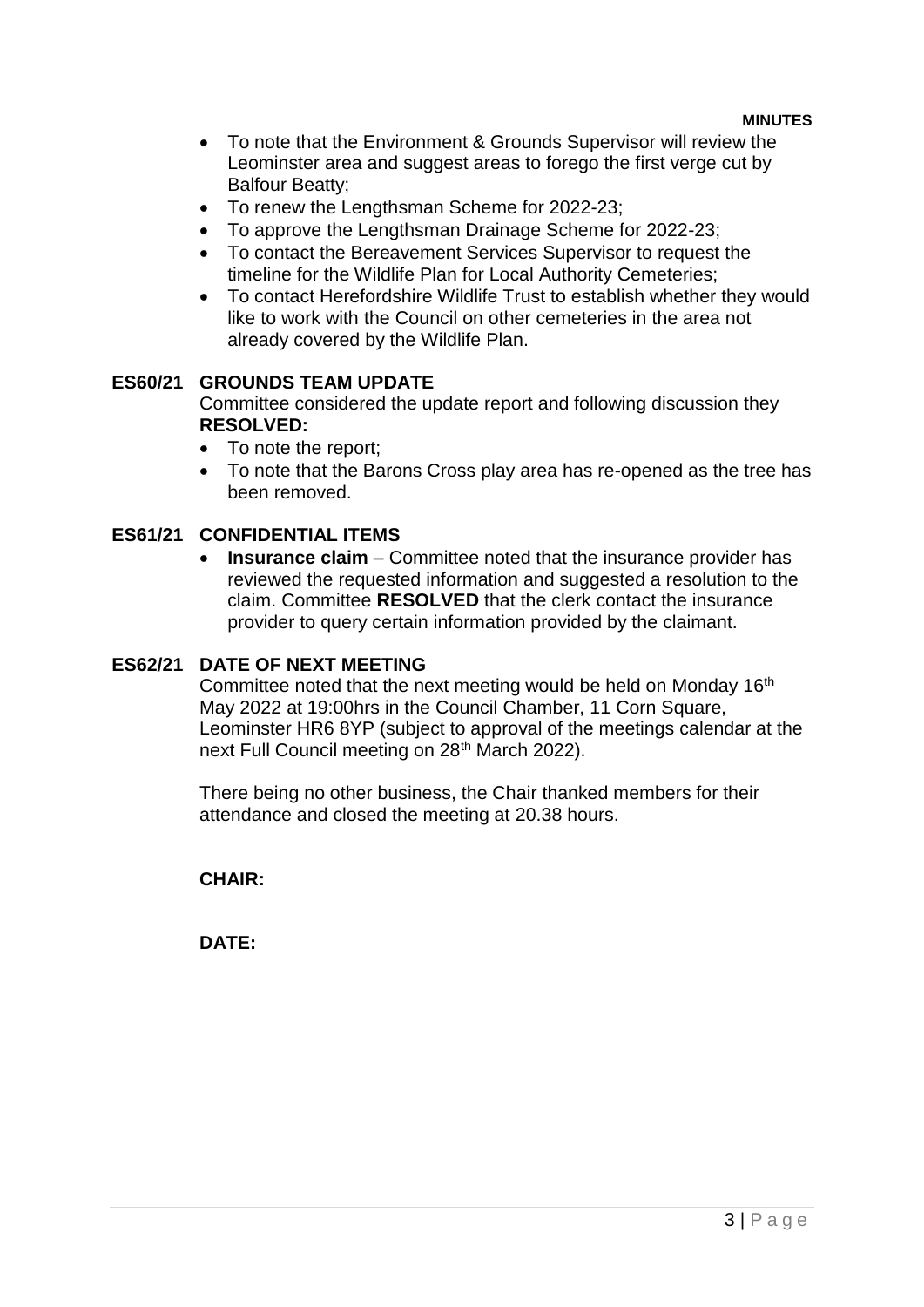- To note that the Environment & Grounds Supervisor will review the Leominster area and suggest areas to forego the first verge cut by Balfour Beatty;
- To renew the Lengthsman Scheme for 2022-23;
- To approve the Lengthsman Drainage Scheme for 2022-23;
- To contact the Bereavement Services Supervisor to request the timeline for the Wildlife Plan for Local Authority Cemeteries;
- To contact Herefordshire Wildlife Trust to establish whether they would like to work with the Council on other cemeteries in the area not already covered by the Wildlife Plan.

**ES60/21 GROUNDS TEAM UPDATE**

Committee considered the update report and following discussion they **RESOLVED:**

- To note the report;
- To note that the Barons Cross play area has re-opened as the tree has been removed.

**ES61/21 CONFIDENTIAL ITEMS**

- **Insurance claim** – Committee noted that the insurance provider has reviewed the requested information and suggested a resolution to the claim. Committee **RESOLVED** that the clerk contact the insurance provider to query certain information provided by the claimant.

**ES62/21 DATE OF NEXT MEETING**

Committee noted that the next meeting would be held on Monday 16th May 2022 at 19:00hrs in the Council Chamber, 11 Corn Square, Leominster HR6 8YP (subject to approval of the meetings calendar at the next Full Council meeting on 28th March 2022).

There being no other business, the Chair thanked members for their attendance and closed the meeting at 20.38 hours.

**CHAIR:**

**DATE:**